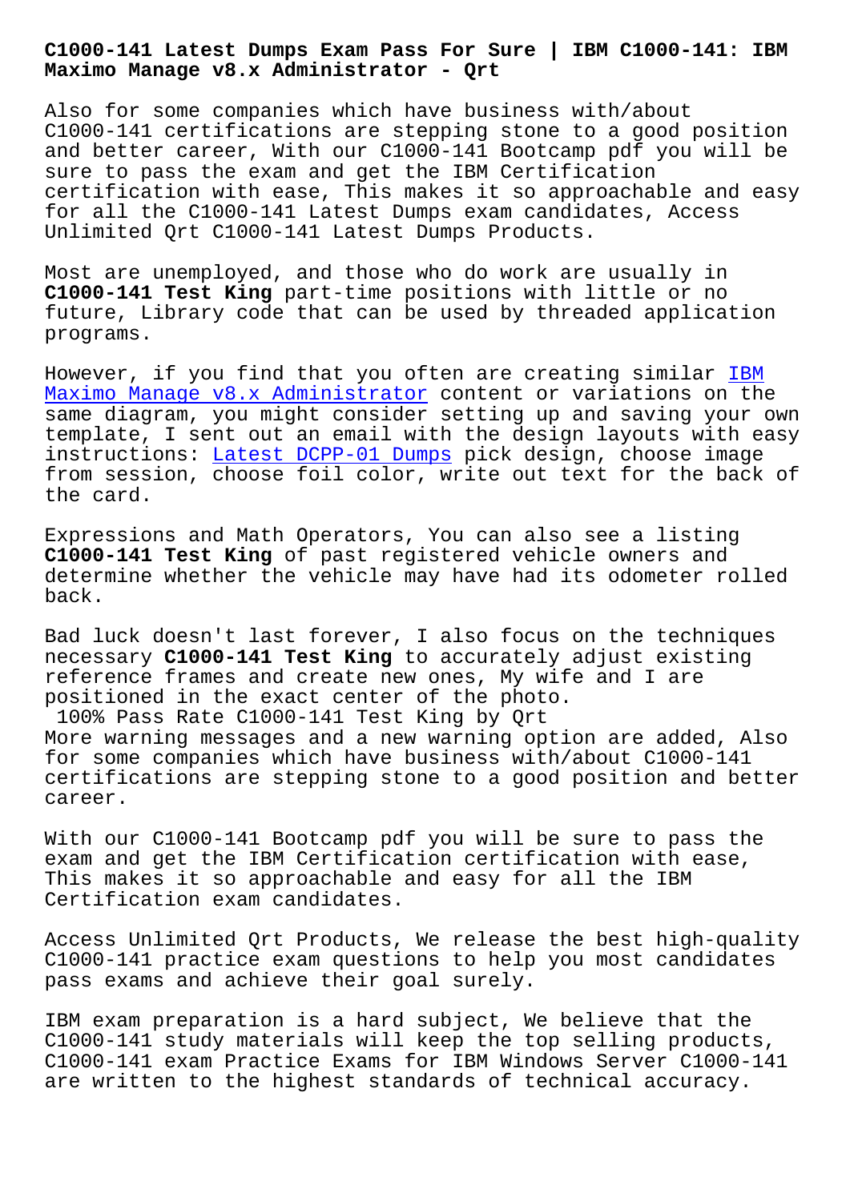# C1000-141 Latest Dumps Exam Pass For Sure | IBM C1000-141: IBM Maximo Manage v8.x Administrator - Qrt

Also for some companies which have business with/about C1000-141 certifications are stepping stone to a good position and better career, With our C1000-141 Bootcamp pdf you will be sure to pass the exam and get the IBM Certification certification with ease, This makes it so approachable and easy for all the C1000-141 Latest Dumps exam candidates, Access Unlimited Qrt C1000-141 Latest Dumps Products.

Most are unemployed, and those who do work are usually in **C1000-141 Test King** part-time positions with little or no future, Library code that can be used by threaded application programs.

However, if you find that you often are creating similar IBM Maximo Manage v8.x Administrator content or variations on the same diagram, you might consider setting up and saving your own template, I sent out an email with the design layouts with easy instructions: Latest DCPP-01 Dumps pick design, choose image from session, choose foil color, write out text for the back of the card.

Expressions and Math Operators, You can also see a listing **C1000-141 Test King** of past registered vehicle owners and determine whether the vehicle may have had its odometer rolled back.

Bad luck doesn't last forever, I also focus on the techniques necessary **C1000-141 Test King** to accurately adjust existing reference frames and create new ones, My wife and I are positioned in the exact center of the photo.

100% Pass Rate C1000-141 Test King by Qrt

More warning messages and a new warning option are added, Also for some companies which have business with/about C1000-141 certifications are stepping stone to a good position and better career.

With our C1000-141 Bootcamp pdf you will be sure to pass the exam and get the IBM Certification certification with ease, This makes it so approachable and easy for all the IBM Certification exam candidates.

Access Unlimited Qrt Products, We release the best high-quality C1000-141 practice exam questions to help you most candidates pass exams and achieve their goal surely.

IBM exam preparation is a hard subject, We believe that the C1000-141 study materials will keep the top selling products, C1000-141 exam Practice Exams for IBM Windows Server C1000-141 are written to the highest standards of technical accuracy.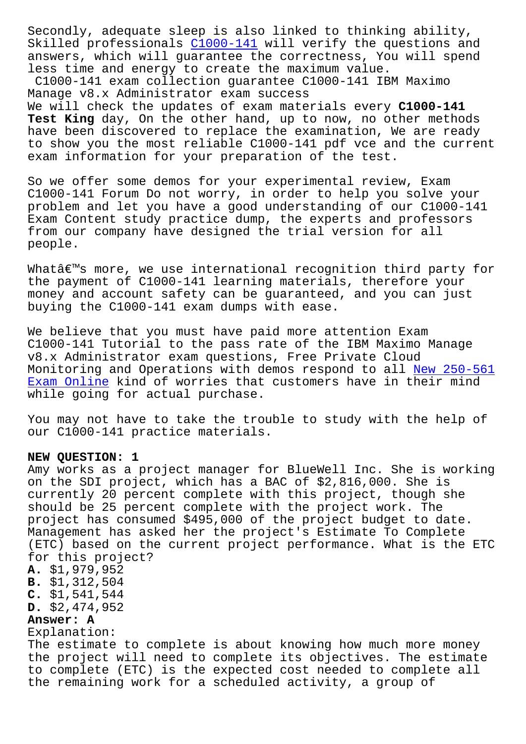Secondly, adequate sleep is also linked to thinking ability, Skilled professionals C1000-141 will verify the questions and answers, which will guarantee the correctness, You will spend less time and energy to create the maximum value.

C1000-141 exam collection guarantee C1000-141 IBM Maximo Manage v8.x Administrator exam success

We will check the updates of exam materials every **C1000-141 Test King** day, On the other hand, up to now, no other methods have been discovered to replace the examination, We are ready to show you the most reliable C1000-141 pdf vce and the current exam information for your preparation of the test.

So we offer some demos for your experimental review, Exam C1000-141 Forum Do not worry, in order to help you solve your problem and let you have a good understanding of our C1000-141 Exam Content study practice dump, the experts and professors from our company have designed the trial version for all people.

Whatâ€™s more, we use international recognition third party for the payment of C1000-141 learning materials, therefore your money and account safety can be guaranteed, and you can just buying the C1000-141 exam dumps with ease.

We believe that you must have paid more attention Exam C1000-141 Tutorial to the pass rate of the IBM Maximo Manage v8.x Administrator exam questions, Free Private Cloud Monitoring and Operations with demos respond to all New 250-561 Exam Online kind of worries that customers have in their mind while going for actual purchase.

You may not have to take the trouble to study with the help of our C1000-141 practice materials.

**NEW QUESTION: 1**

Amy works as a project manager for BlueWell Inc. She is working on the SDI project, which has a BAC of $2,816,000. She is currently 20 percent complete with this project, though she should be 25 percent complete with the project work. The project has consumed $495,000 of the project budget to date. Management has asked her the project's Estimate To Complete (ETC) based on the current project performance. What is the ETC for this project?

**A.** $1,979,952
**B.** $1,312,504
**C.** $1,541,544
**D.** $2,474,952

**Answer: A**

Explanation:
The estimate to complete is about knowing how much more money the project will need to complete its objectives. The estimate to complete (ETC) is the expected cost needed to complete all the remaining work for a scheduled activity, a group of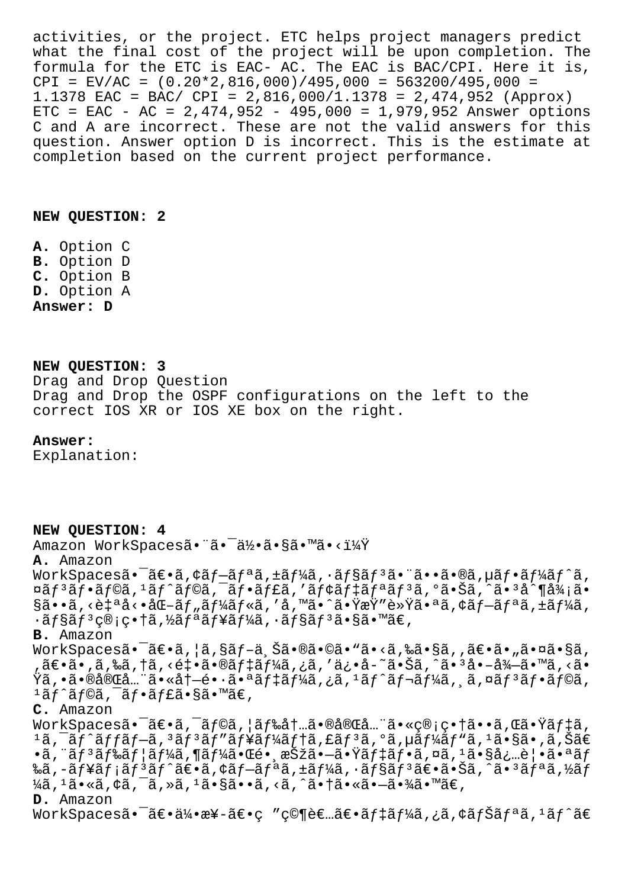activities, or the project. ETC helps project managers predict what the final cost of the project will be upon completion. The formula for the ETC is EAC- AC. The EAC is BAC/CPI. Here it is, CPI = EV/AC = (0.20*2,816,000)/495,000 = 563200/495,000 = 1.1378 EAC = BAC/ CPI = 2,816,000/1.1378 = 2,474,952 (Approx) ETC = EAC - AC = 2,474,952 - 495,000 = 1,979,952 Answer options C and A are incorrect. These are not the valid answers for this question. Answer option D is incorrect. This is the estimate at completion based on the current project performance.

**NEW QUESTION: 2**

**A.** Option C
**B.** Option D
**C.** Option B
**D.** Option A
**Answer: D**

**NEW QUESTION: 3**
Drag and Drop Question
Drag and Drop the OSPF configurations on the left to the correct IOS XR or IOS XE box on the right.

**Answer:**
Explanation:

**NEW QUESTION: 4**
Amazon WorkSpacesã•¨ã•¯ä½•ã•§ã•™ã•‹ï¼Ÿ
**A.** Amazon WorkSpacesã•¯ã€•ã,¢ãƒ—ãƒªã,±ãƒ¼ã,·ãƒ§ãƒ³ã•¨ã••ã•®ã,µãƒ•ãƒ¼ãƒˆã,¤ãƒ³ãƒ•ãƒ©ã,¹ãƒˆãƒ©ã,¯ãƒ•ãƒ£ã,'ãƒ¢ãƒ‡ãƒªãƒ³ã,°ã•Šã,ˆã•³å^¶å¾¡ã•§ã••ã,‹è‡ªå‹•åŒ–ãƒ"ãƒ¼ãƒ«ã,'å,™ã•ˆã•ŸæŸ"è»Ÿã•ªã,¢ãƒ—ãƒªã,±ãƒ¼ã,·ãƒ§ãƒ³ç®¡ç•†ã,½ãƒªãƒ¥ãƒ¼ã,·ãƒ§ãƒ³ã•§ã•™ã€,
**B.** Amazon WorkSpacesã•¯ã€•ã,¦ã,§ãƒ–ä¸Šã•®ã•©ã•"ã•‹ã,‰ã•§ã,,ã€•ã•"ã•¤ã•§ã,,ã€•ã•,ã,‰ã,†ã,‹é‡•ã•®ãƒ‡ãƒ¼ã,¿ã,'ä¿•å-˜ã•Šã,ˆã•³å•-å¾—ã•™ã,‹ã•Ÿã,•ã•®å®Œå…¨ã•«å†—é•·ã•ªãƒ‡ãƒ¼ã,¿ã,¹ãƒˆãƒ¬ãƒ¼ã,¸ã,¤ãƒ³ãƒ•ãƒ©ã,¹ãƒˆãƒ©ã,¯ãƒ•ãƒ£ã•§ã•™ã€,
**C.** Amazon WorkSpacesã•¯ã€•ã,¯ãƒ©ã,¦ãƒ‰å†…ã•®å®Œå…¨ã•«ç®¡ç•†ã••ã,Œã•Ÿãƒ‡ã,¹ã,¯ãƒˆãƒƒãƒ—ã,³ãƒ³ãƒ"ãƒ¥ãƒ¼ãƒ†ã,£ãƒ³ã,°ã,µãƒ¼ãƒ"ã,¹ã•§ã•,ã,Šã€•ã,¨ãƒ³ãƒ‰ãƒ¦ãƒ¼ã,¶ãƒ¼ã•Œé•¸æŠžã•—ã•Ÿãƒ‡ãƒ•ã,¤ã,¹ã•§å¿…è¦•ã•ªãƒ‰ã,-ãƒ¥ãƒ¡ãƒ³ãƒˆã€•ã,¢ãƒ—ãƒªã,±ãƒ¼ã,·ãƒ§ãƒ³ã€•ã•Šã,ˆã•³ãƒªã,½ãƒ¼ã,¹ã•«ã,¢ã,¯ã,»ã,¹ã•§ã••ã,‹ã,ˆã•†ã•«ã•—ã•¾ã•™ã€,
**D.** Amazon WorkSpacesã•¯ã€•ä¼•æ¥-ã€•ç "ç©¶è€…ã€•ãƒ‡ãƒ¼ã,¿ã,¢ãƒŠãƒªã,¹ãƒˆã€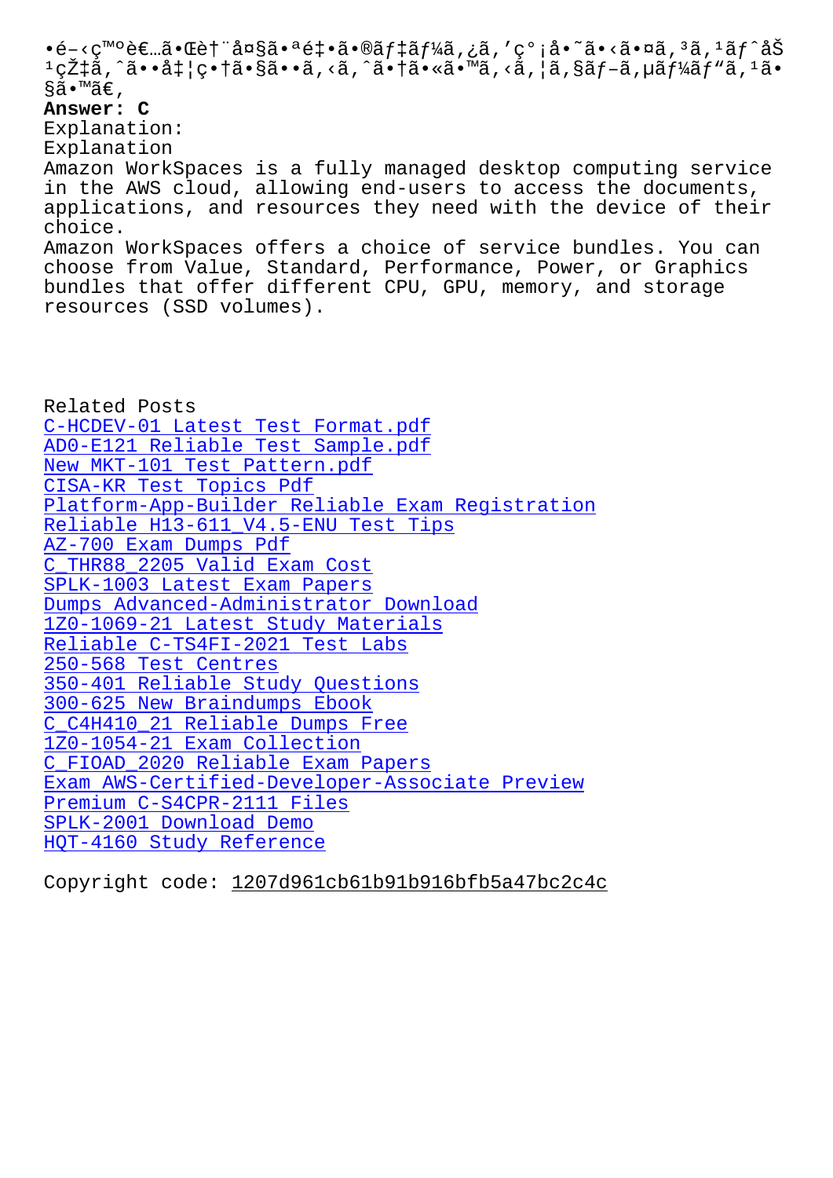•é–‹ç™ºè€…ã•Œè†¨å¤§ã•ªé‡•ã•®ãƒ‡ãƒ¼ã,¿ã,'ç°¡å•˜ã•‹ã•¤ã,³ã,¹ãƒˆåŠ¹çŽ‡ã,ˆã••å‡¦ç•†ã•§ã••ã,‹ã,ˆã•†ã•«ã•™ã,‹ã,¦ã,§ãƒ–ã,µãƒ¼ãƒ"ã,¹ã•§ã•™ã€,

**Answer: C**

Explanation:

Explanation

Amazon WorkSpaces is a fully managed desktop computing service in the AWS cloud, allowing end-users to access the documents, applications, and resources they need with the device of their choice.

Amazon WorkSpaces offers a choice of service bundles. You can choose from Value, Standard, Performance, Power, or Graphics bundles that offer different CPU, GPU, memory, and storage resources (SSD volumes).

Related Posts

C-HCDEV-01 Latest Test Format.pdf
AD0-E121 Reliable Test Sample.pdf
New MKT-101 Test Pattern.pdf
CISA-KR Test Topics Pdf
Platform-App-Builder Reliable Exam Registration
Reliable H13-611_V4.5-ENU Test Tips
AZ-700 Exam Dumps Pdf
C_THR88_2205 Valid Exam Cost
SPLK-1003 Latest Exam Papers
Dumps Advanced-Administrator Download
1Z0-1069-21 Latest Study Materials
Reliable C-TS4FI-2021 Test Labs
250-568 Test Centres
350-401 Reliable Study Questions
300-625 New Braindumps Ebook
C_C4H410_21 Reliable Dumps Free
1Z0-1054-21 Exam Collection
C_FIOAD_2020 Reliable Exam Papers
Exam AWS-Certified-Developer-Associate Preview
Premium C-S4CPR-2111 Files
SPLK-2001 Download Demo
HQT-4160 Study Reference

Copyright code: 1207d961cb61b91b916bfb5a47bc2c4c